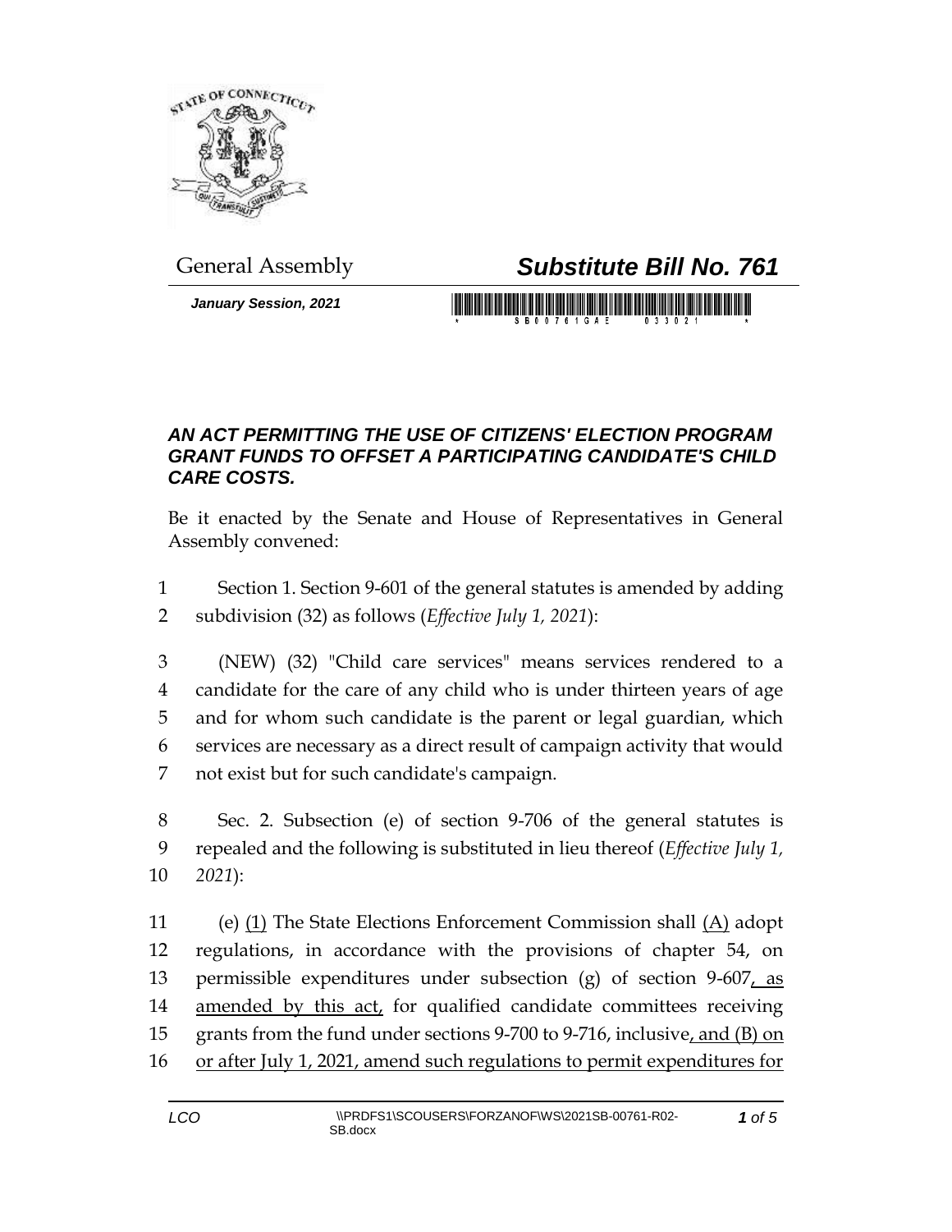General Assembly

# *Substitute Bill No. 761*

***January Session, 2021***

## *AN ACT PERMITTING THE USE OF CITIZENS' ELECTION PROGRAM GRANT FUNDS TO OFFSET A PARTICIPATING CANDIDATE'S CHILD CARE COSTS.*

Be it enacted by the Senate and House of Representatives in General Assembly convened:

1 Section 1. Section 9-601 of the general statutes is amended by adding
2 subdivision (32) as follows (*Effective July 1, 2021*):

3 (NEW) (32) "Child care services" means services rendered to a
4 candidate for the care of any child who is under thirteen years of age
5 and for whom such candidate is the parent or legal guardian, which
6 services are necessary as a direct result of campaign activity that would
7 not exist but for such candidate's campaign.

8 Sec. 2. Subsection (e) of section 9-706 of the general statutes is
9 repealed and the following is substituted in lieu thereof (*Effective July 1,*
10 *2021*):

11 (e) <u>(1)</u> The State Elections Enforcement Commission shall <u>(A)</u> adopt
12 regulations, in accordance with the provisions of chapter 54, on
13 permissible expenditures under subsection (g) of section 9-607<u>, as</u>
14 <u>amended by this act,</u> for qualified candidate committees receiving
15 grants from the fund under sections 9-700 to 9-716, inclusive<u>, and (B) on</u>
16 <u>or after July 1, 2021, amend such regulations to permit expenditures for</u>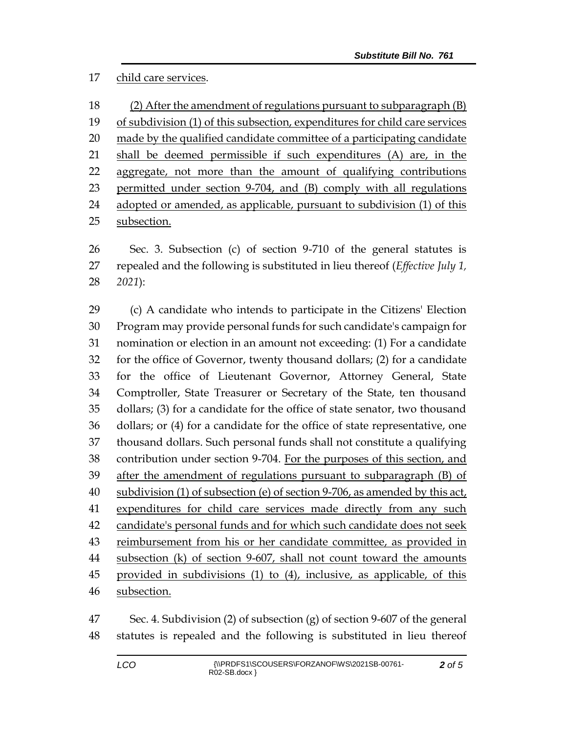child care services.

(2) After the amendment of regulations pursuant to subparagraph (B) of subdivision (1) of this subsection, expenditures for child care services made by the qualified candidate committee of a participating candidate shall be deemed permissible if such expenditures (A) are, in the aggregate, not more than the amount of qualifying contributions permitted under section 9-704, and (B) comply with all regulations adopted or amended, as applicable, pursuant to subdivision (1) of this subsection.

Sec. 3. Subsection (c) of section 9-710 of the general statutes is repealed and the following is substituted in lieu thereof (*Effective July 1, 2021*):

(c) A candidate who intends to participate in the Citizens' Election Program may provide personal funds for such candidate's campaign for nomination or election in an amount not exceeding: (1) For a candidate for the office of Governor, twenty thousand dollars; (2) for a candidate for the office of Lieutenant Governor, Attorney General, State Comptroller, State Treasurer or Secretary of the State, ten thousand dollars; (3) for a candidate for the office of state senator, two thousand dollars; or (4) for a candidate for the office of state representative, one thousand dollars. Such personal funds shall not constitute a qualifying contribution under section 9-704. For the purposes of this section, and after the amendment of regulations pursuant to subparagraph (B) of subdivision (1) of subsection (e) of section 9-706, as amended by this act, expenditures for child care services made directly from any such candidate's personal funds and for which such candidate does not seek reimbursement from his or her candidate committee, as provided in subsection (k) of section 9-607, shall not count toward the amounts provided in subdivisions (1) to (4), inclusive, as applicable, of this subsection.

Sec. 4. Subdivision (2) of subsection (g) of section 9-607 of the general statutes is repealed and the following is substituted in lieu thereof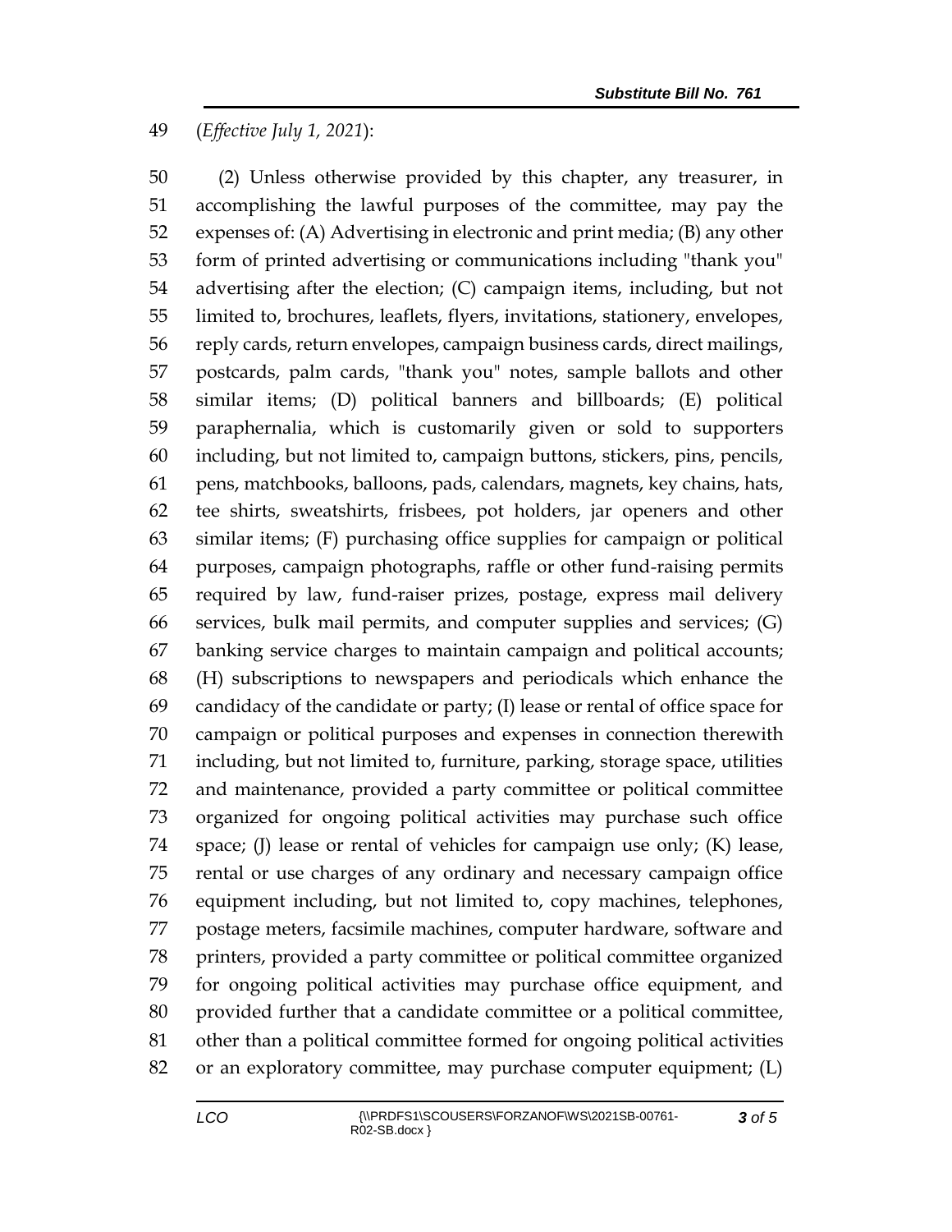(*Effective July 1, 2021*):

(2) Unless otherwise provided by this chapter, any treasurer, in accomplishing the lawful purposes of the committee, may pay the expenses of: (A) Advertising in electronic and print media; (B) any other form of printed advertising or communications including "thank you" advertising after the election; (C) campaign items, including, but not limited to, brochures, leaflets, flyers, invitations, stationery, envelopes, reply cards, return envelopes, campaign business cards, direct mailings, postcards, palm cards, "thank you" notes, sample ballots and other similar items; (D) political banners and billboards; (E) political paraphernalia, which is customarily given or sold to supporters including, but not limited to, campaign buttons, stickers, pins, pencils, pens, matchbooks, balloons, pads, calendars, magnets, key chains, hats, tee shirts, sweatshirts, frisbees, pot holders, jar openers and other similar items; (F) purchasing office supplies for campaign or political purposes, campaign photographs, raffle or other fund-raising permits required by law, fund-raiser prizes, postage, express mail delivery services, bulk mail permits, and computer supplies and services; (G) banking service charges to maintain campaign and political accounts; (H) subscriptions to newspapers and periodicals which enhance the candidacy of the candidate or party; (I) lease or rental of office space for campaign or political purposes and expenses in connection therewith including, but not limited to, furniture, parking, storage space, utilities and maintenance, provided a party committee or political committee organized for ongoing political activities may purchase such office space; (J) lease or rental of vehicles for campaign use only; (K) lease, rental or use charges of any ordinary and necessary campaign office equipment including, but not limited to, copy machines, telephones, postage meters, facsimile machines, computer hardware, software and printers, provided a party committee or political committee organized for ongoing political activities may purchase office equipment, and provided further that a candidate committee or a political committee, other than a political committee formed for ongoing political activities or an exploratory committee, may purchase computer equipment; (L)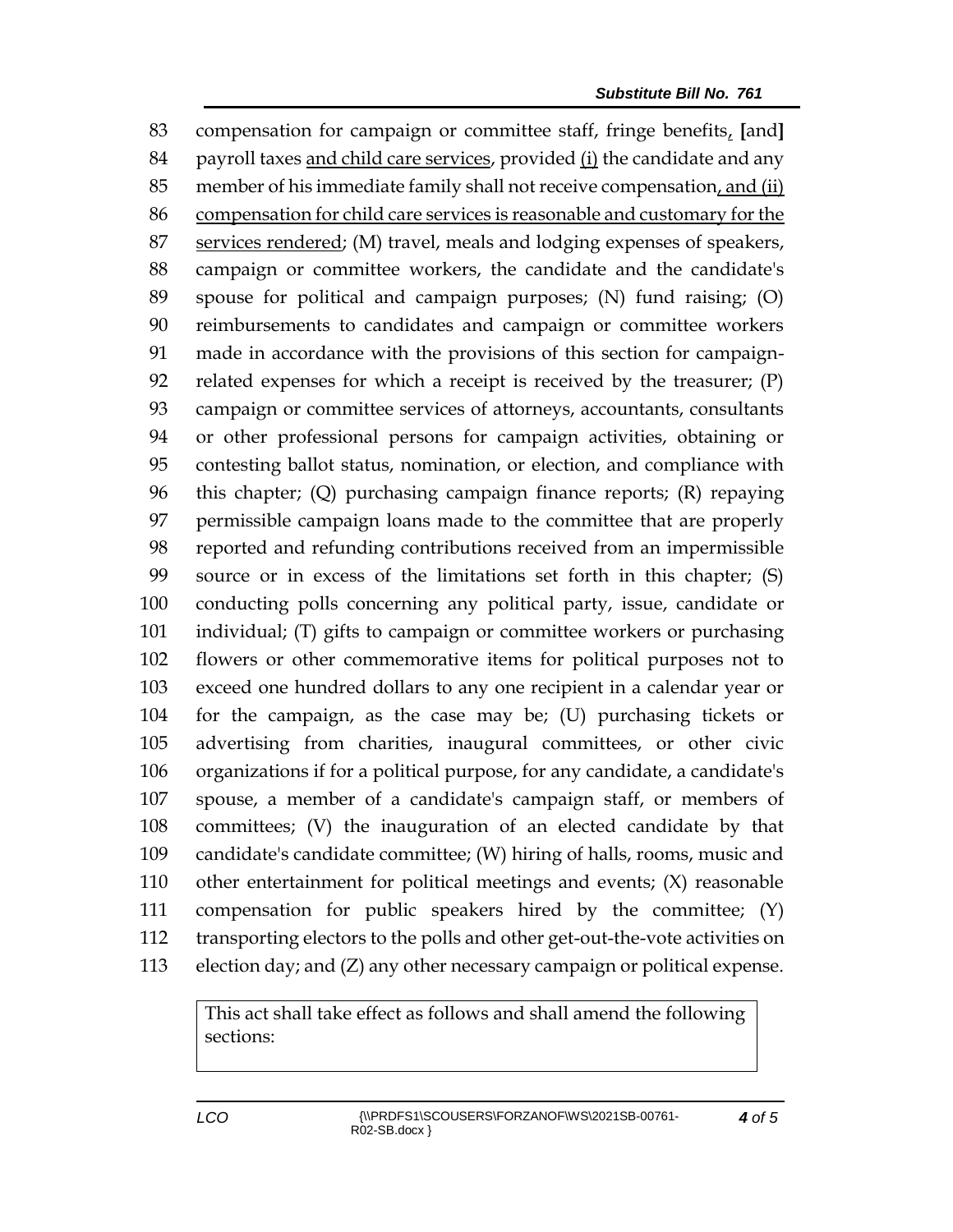compensation for campaign or committee staff, fringe benefits, [and] payroll taxes and child care services, provided (i) the candidate and any member of his immediate family shall not receive compensation, and (ii) compensation for child care services is reasonable and customary for the services rendered; (M) travel, meals and lodging expenses of speakers, campaign or committee workers, the candidate and the candidate's spouse for political and campaign purposes; (N) fund raising; (O) reimbursements to candidates and campaign or committee workers made in accordance with the provisions of this section for campaign-related expenses for which a receipt is received by the treasurer; (P) campaign or committee services of attorneys, accountants, consultants or other professional persons for campaign activities, obtaining or contesting ballot status, nomination, or election, and compliance with this chapter; (Q) purchasing campaign finance reports; (R) repaying permissible campaign loans made to the committee that are properly reported and refunding contributions received from an impermissible source or in excess of the limitations set forth in this chapter; (S) conducting polls concerning any political party, issue, candidate or individual; (T) gifts to campaign or committee workers or purchasing flowers or other commemorative items for political purposes not to exceed one hundred dollars to any one recipient in a calendar year or for the campaign, as the case may be; (U) purchasing tickets or advertising from charities, inaugural committees, or other civic organizations if for a political purpose, for any candidate, a candidate's spouse, a member of a candidate's campaign staff, or members of committees; (V) the inauguration of an elected candidate by that candidate's candidate committee; (W) hiring of halls, rooms, music and other entertainment for political meetings and events; (X) reasonable compensation for public speakers hired by the committee; (Y) transporting electors to the polls and other get-out-the-vote activities on election day; and (Z) any other necessary campaign or political expense.

| This act shall take effect as follows and shall amend the following sections: |
|---|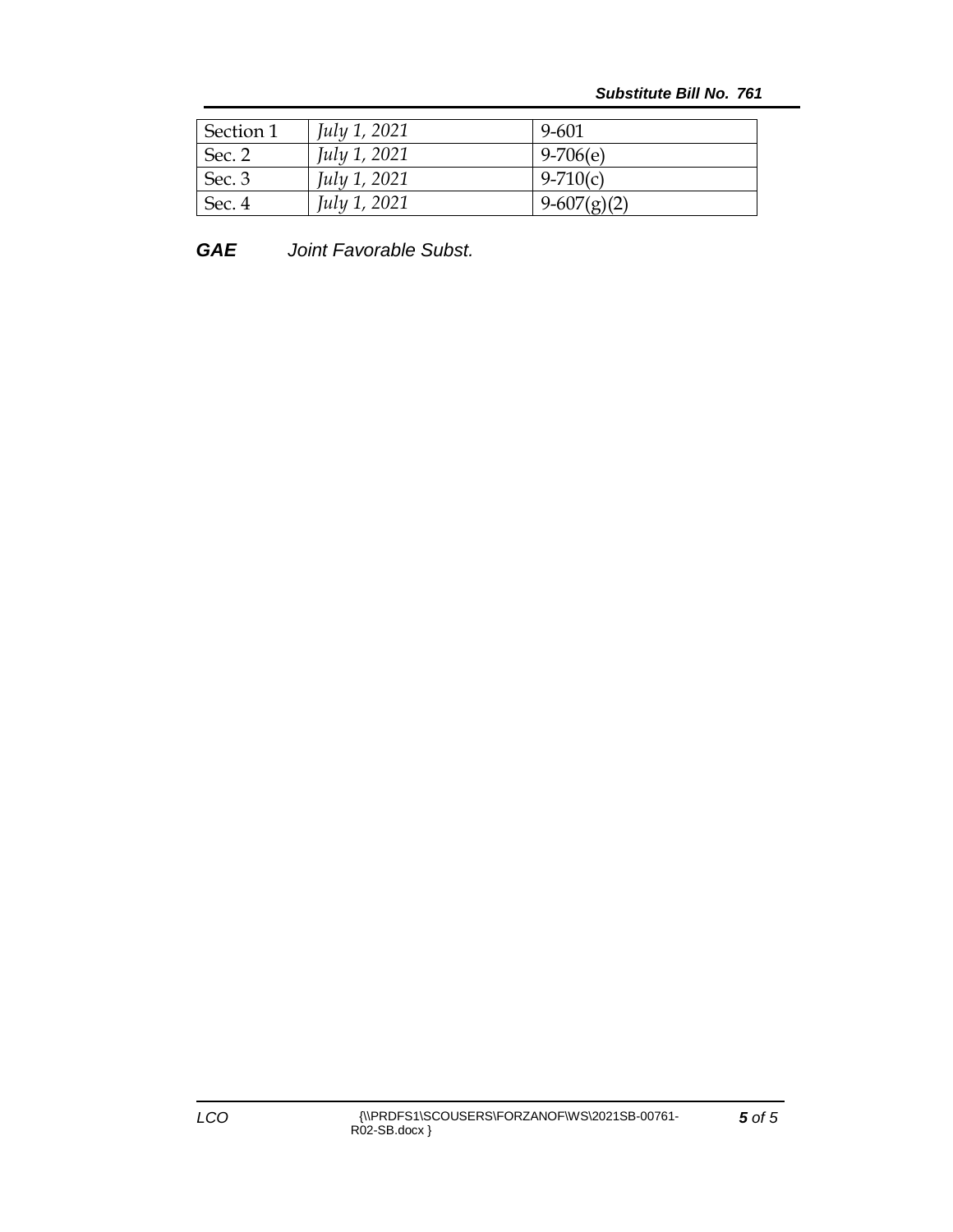| | | |
|---|---|---|
| Section 1 | *July 1, 2021* | 9-601 |
| Sec. 2 | *July 1, 2021* | 9-706(e) |
| Sec. 3 | *July 1, 2021* | 9-710(c) |
| Sec. 4 | *July 1, 2021* | 9-607(g)(2) |

***GAE*** *Joint Favorable Subst.*